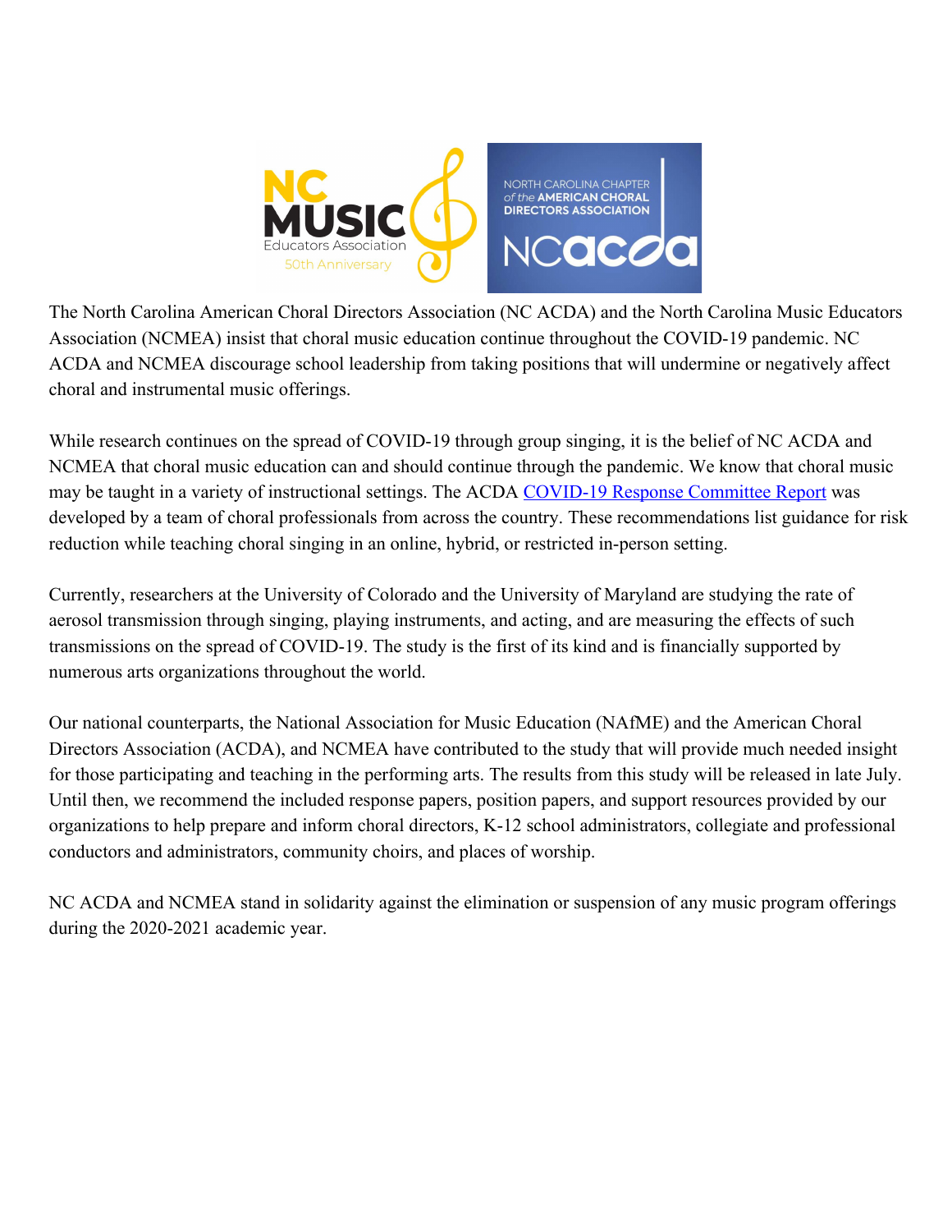The North Carolina American Choral Directors Association (NC ACDA) and the North Carolina Music Educators Association (NCMEA) insist that choral music education continue throughout the COVID-19 pandemic. NC ACDA and NCMEA discourage school leadership from taking positions that will undermine or negatively affect choral and instrumental music offerings.

While research continues on the spread of COVID-19 through group singing, it is the belief of NC ACDA and NCMEA that choral music education can and should continue through the pandemic. We know that choral music may be taught in a variety of instructional settings. The ACDA COVID-19 Response Committee Report was developed by a team of choral professionals from across the country. These recommendations list guidance for risk reduction while teaching choral singing in an online, hybrid, or restricted in-person setting.

Currently, researchers at the University of Colorado and the University of Maryland are studying the rate of aerosol transmission through singing, playing instruments, and acting, and are measuring the effects of such transmissions on the spread of COVID-19. The study is the first of its kind and is financially supported by numerous arts organizations throughout the world.

Our national counterparts, the National Association for Music Education (NAfME) and the American Choral Directors Association (ACDA), and NCMEA have contributed to the study that will provide much needed insight for those participating and teaching in the performing arts. The results from this study will be released in late July. Until then, we recommend the included response papers, position papers, and support resources provided by our organizations to help prepare and inform choral directors, K-12 school administrators, collegiate and professional conductors and administrators, community choirs, and places of worship.

NC ACDA and NCMEA stand in solidarity against the elimination or suspension of any music program offerings during the 2020-2021 academic year.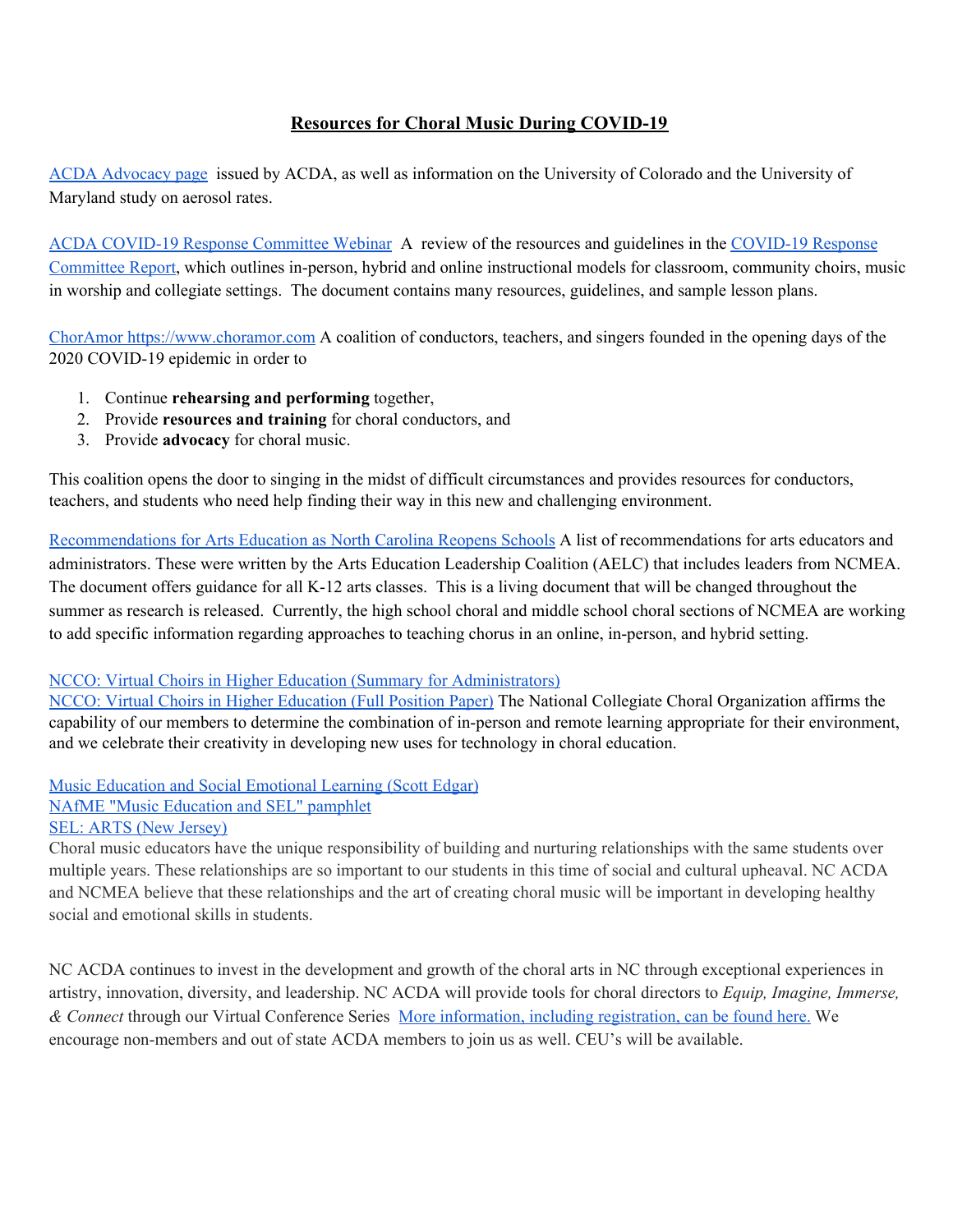# **Resources for Choral Music During COVID-19**

ACDA Advocacy page issued by ACDA, as well as information on the University of Colorado and the University of Maryland study on aerosol rates.

ACDA COVID-19 Response Committee Webinar A review of the resources and guidelines in the COVID-19 Response Committee Report, which outlines in-person, hybrid and online instructional models for classroom, community choirs, music in worship and collegiate settings. The document contains many resources, guidelines, and sample lesson plans.

ChorAmor https://www.choramor.com A coalition of conductors, teachers, and singers founded in the opening days of the 2020 COVID-19 epidemic in order to

1. Continue **rehearsing and performing** together,
2. Provide **resources and training** for choral conductors, and
3. Provide **advocacy** for choral music.

This coalition opens the door to singing in the midst of difficult circumstances and provides resources for conductors, teachers, and students who need help finding their way in this new and challenging environment.

Recommendations for Arts Education as North Carolina Reopens Schools A list of recommendations for arts educators and administrators. These were written by the Arts Education Leadership Coalition (AELC) that includes leaders from NCMEA. The document offers guidance for all K-12 arts classes. This is a living document that will be changed throughout the summer as research is released. Currently, the high school choral and middle school choral sections of NCMEA are working to add specific information regarding approaches to teaching chorus in an online, in-person, and hybrid setting.

NCCO: Virtual Choirs in Higher Education (Summary for Administrators)
NCCO: Virtual Choirs in Higher Education (Full Position Paper) The National Collegiate Choral Organization affirms the capability of our members to determine the combination of in-person and remote learning appropriate for their environment, and we celebrate their creativity in developing new uses for technology in choral education.

Music Education and Social Emotional Learning (Scott Edgar)
NAfME "Music Education and SEL" pamphlet
SEL: ARTS (New Jersey)
Choral music educators have the unique responsibility of building and nurturing relationships with the same students over multiple years. These relationships are so important to our students in this time of social and cultural upheaval. NC ACDA and NCMEA believe that these relationships and the art of creating choral music will be important in developing healthy social and emotional skills in students.

NC ACDA continues to invest in the development and growth of the choral arts in NC through exceptional experiences in artistry, innovation, diversity, and leadership. NC ACDA will provide tools for choral directors to *Equip, Imagine, Immerse, & Connect* through our Virtual Conference Series More information, including registration, can be found here. We encourage non-members and out of state ACDA members to join us as well. CEU's will be available.